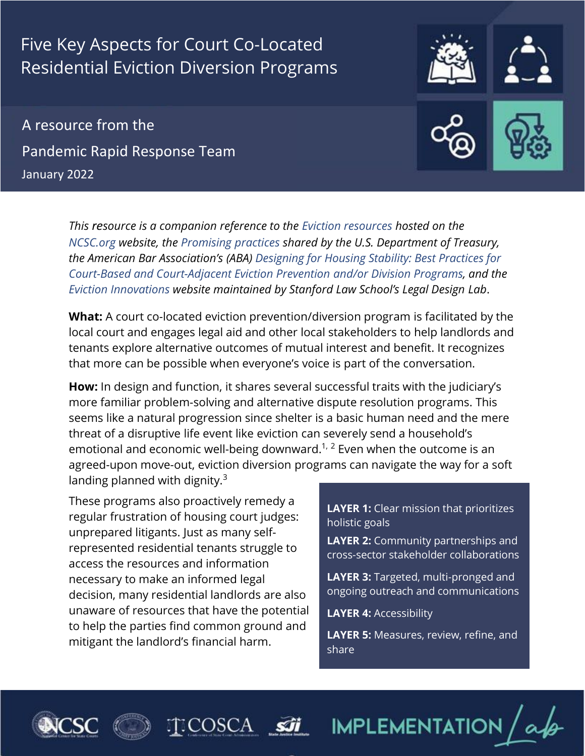# Five Key Aspects for Court Co-Located Residential Eviction Diversion Programs

A resource from the

Pandemic Rapid Response Team

January 2022

*This resource is a companion reference to the Eviction resources hosted on the NCSC.org website, the Promising practices shared by the U.S. Department of Treasury, the American Bar Association's (ABA) Designing for Housing Stability: Best Practices for Court-Based and Court-Adjacent Eviction Prevention and/or Division Programs, and the Eviction Innovations website maintained by Stanford Law School's Legal Design Lab.*

**What:** A court co-located eviction prevention/diversion program is facilitated by the local court and engages legal aid and other local stakeholders to help landlords and tenants explore alternative outcomes of mutual interest and benefit. It recognizes that more can be possible when everyone's voice is part of the conversation.

**How:** In design and function, it shares several successful traits with the judiciary's more familiar problem-solving and alternative dispute resolution programs. This seems like a natural progression since shelter is a basic human need and the mere threat of a disruptive life event like eviction can severely send a household's emotional and economic well-being downward.[1, 2] Even when the outcome is an agreed-upon move-out, eviction diversion programs can navigate the way for a soft landing planned with dignity.[3]

These programs also proactively remedy a regular frustration of housing court judges: unprepared litigants. Just as many self-represented residential tenants struggle to access the resources and information necessary to make an informed legal decision, many residential landlords are also unaware of resources that have the potential to help the parties find common ground and mitigant the landlord's financial harm.

**LAYER 1:** Clear mission that prioritizes holistic goals

**LAYER 2:** Community partnerships and cross-sector stakeholder collaborations

**LAYER 3:** Targeted, multi-pronged and ongoing outreach and communications

**LAYER 4:** Accessibility

**LAYER 5:** Measures, review, refine, and share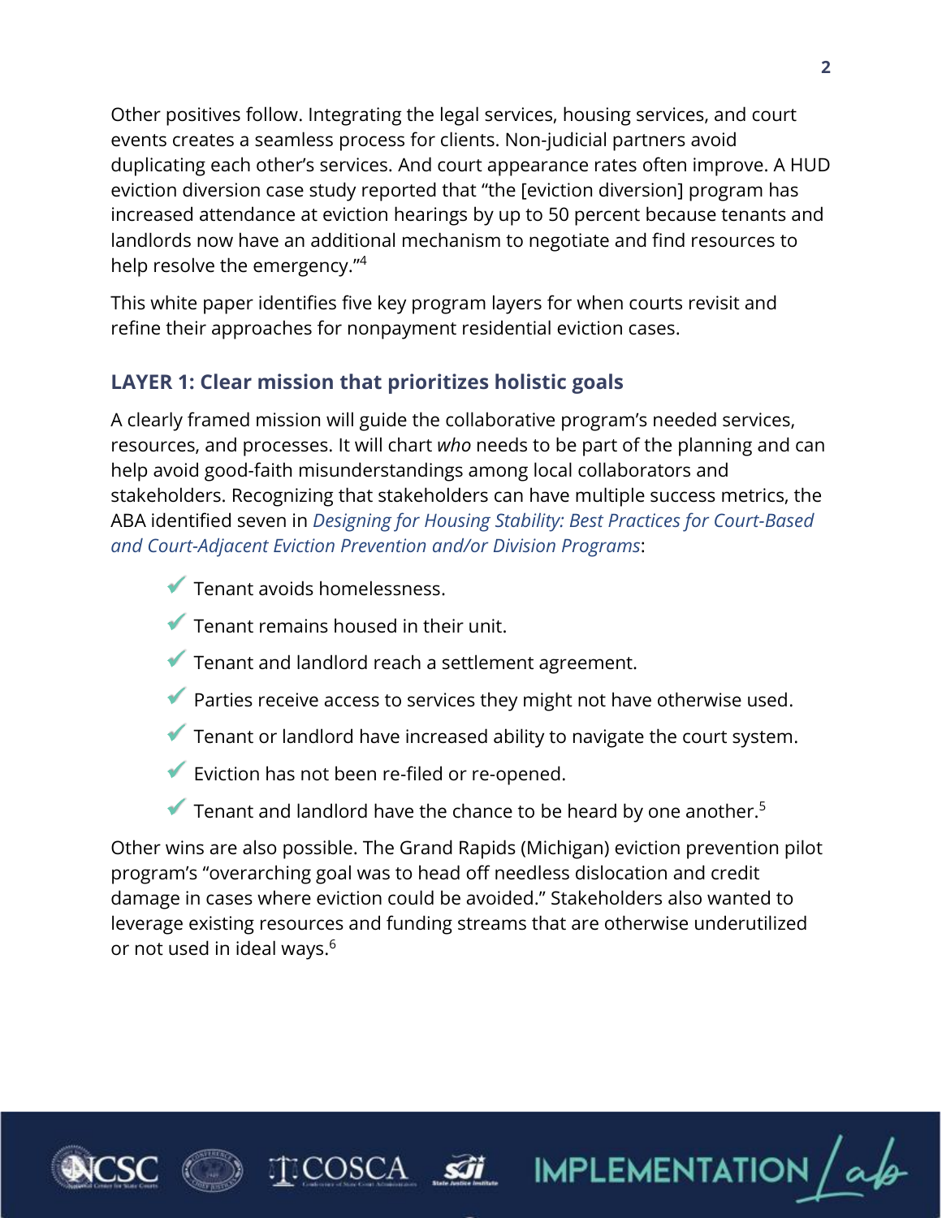Other positives follow. Integrating the legal services, housing services, and court events creates a seamless process for clients. Non-judicial partners avoid duplicating each other's services. And court appearance rates often improve. A HUD eviction diversion case study reported that "the [eviction diversion] program has increased attendance at eviction hearings by up to 50 percent because tenants and landlords now have an additional mechanism to negotiate and find resources to help resolve the emergency."[4]

This white paper identifies five key program layers for when courts revisit and refine their approaches for nonpayment residential eviction cases.

## LAYER 1: Clear mission that prioritizes holistic goals

A clearly framed mission will guide the collaborative program's needed services, resources, and processes. It will chart *who* needs to be part of the planning and can help avoid good-faith misunderstandings among local collaborators and stakeholders. Recognizing that stakeholders can have multiple success metrics, the ABA identified seven in *Designing for Housing Stability: Best Practices for Court-Based and Court-Adjacent Eviction Prevention and/or Division Programs*:

- ✔ Tenant avoids homelessness.
- ✔ Tenant remains housed in their unit.
- ✔ Tenant and landlord reach a settlement agreement.
- ✔ Parties receive access to services they might not have otherwise used.
- ✔ Tenant or landlord have increased ability to navigate the court system.
- ✔ Eviction has not been re-filed or re-opened.
- ✔ Tenant and landlord have the chance to be heard by one another.[5]

Other wins are also possible. The Grand Rapids (Michigan) eviction prevention pilot program's "overarching goal was to head off needless dislocation and credit damage in cases where eviction could be avoided." Stakeholders also wanted to leverage existing resources and funding streams that are otherwise underutilized or not used in ideal ways.[6]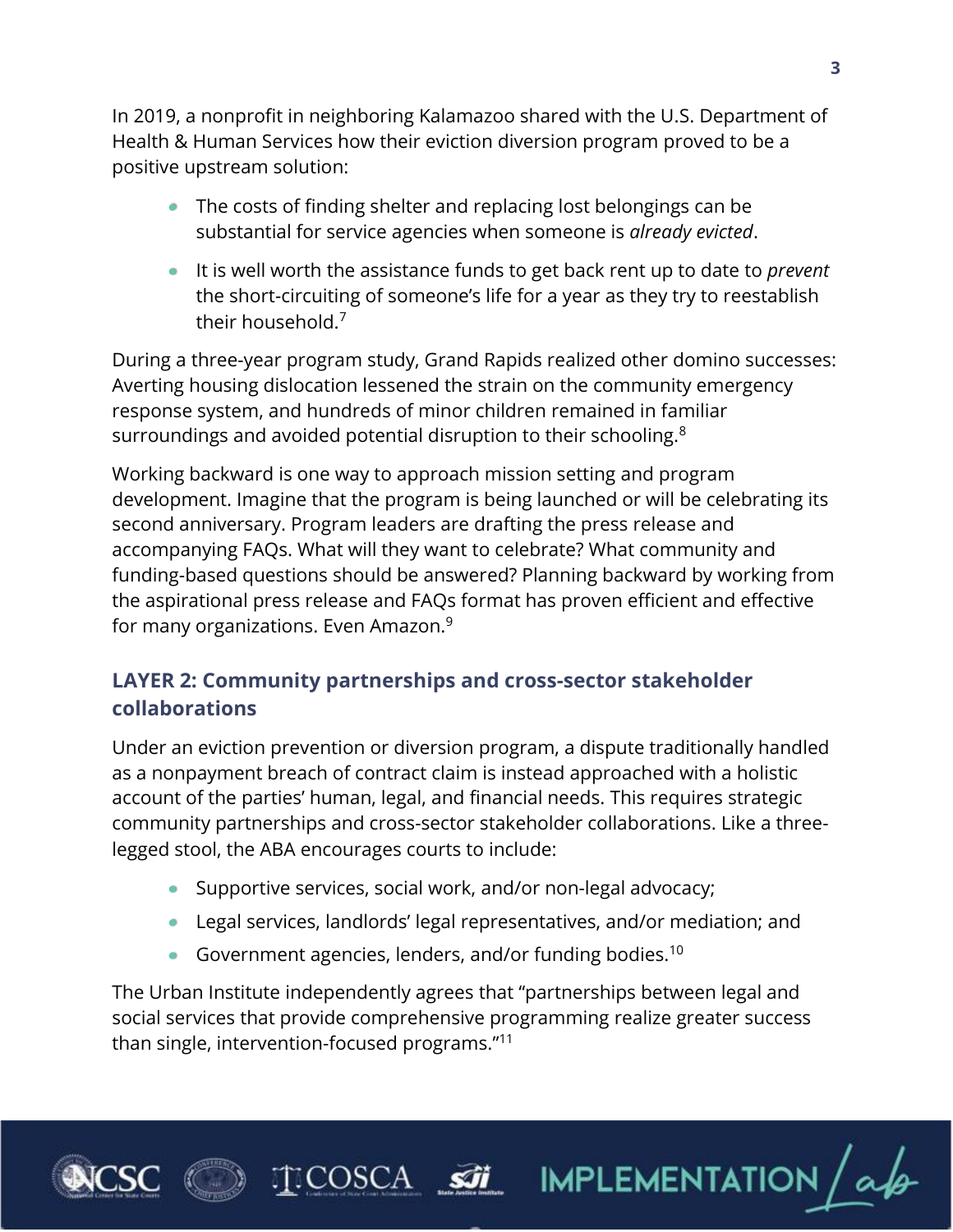In 2019, a nonprofit in neighboring Kalamazoo shared with the U.S. Department of Health & Human Services how their eviction diversion program proved to be a positive upstream solution:

- The costs of finding shelter and replacing lost belongings can be substantial for service agencies when someone is *already evicted*.
- It is well worth the assistance funds to get back rent up to date to *prevent* the short-circuiting of someone's life for a year as they try to reestablish their household.[7]

During a three-year program study, Grand Rapids realized other domino successes: Averting housing dislocation lessened the strain on the community emergency response system, and hundreds of minor children remained in familiar surroundings and avoided potential disruption to their schooling.[8]

Working backward is one way to approach mission setting and program development. Imagine that the program is being launched or will be celebrating its second anniversary. Program leaders are drafting the press release and accompanying FAQs. What will they want to celebrate? What community and funding-based questions should be answered? Planning backward by working from the aspirational press release and FAQs format has proven efficient and effective for many organizations. Even Amazon.[9]

## LAYER 2: Community partnerships and cross-sector stakeholder collaborations

Under an eviction prevention or diversion program, a dispute traditionally handled as a nonpayment breach of contract claim is instead approached with a holistic account of the parties' human, legal, and financial needs. This requires strategic community partnerships and cross-sector stakeholder collaborations. Like a three-legged stool, the ABA encourages courts to include:

- Supportive services, social work, and/or non-legal advocacy;
- Legal services, landlords' legal representatives, and/or mediation; and
- Government agencies, lenders, and/or funding bodies.[10]

The Urban Institute independently agrees that "partnerships between legal and social services that provide comprehensive programming realize greater success than single, intervention-focused programs."[11]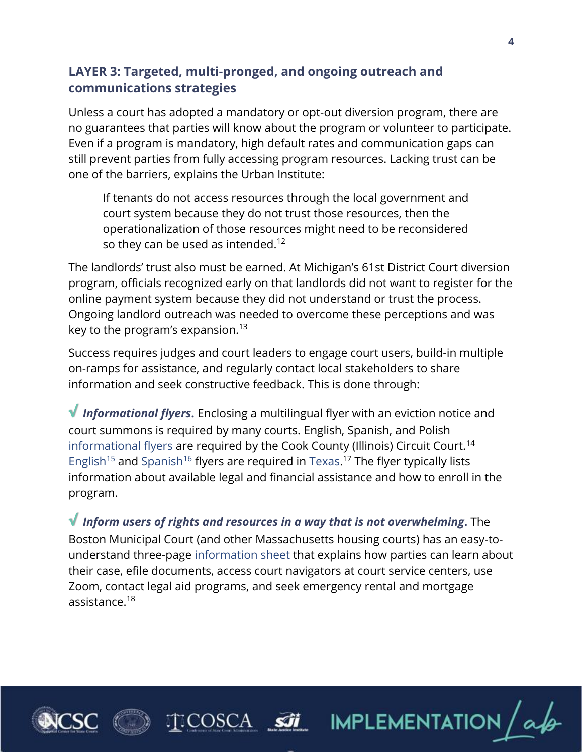### LAYER 3: Targeted, multi-pronged, and ongoing outreach and communications strategies

Unless a court has adopted a mandatory or opt-out diversion program, there are no guarantees that parties will know about the program or volunteer to participate. Even if a program is mandatory, high default rates and communication gaps can still prevent parties from fully accessing program resources. Lacking trust can be one of the barriers, explains the Urban Institute:

> If tenants do not access resources through the local government and court system because they do not trust those resources, then the operationalization of those resources might need to be reconsidered so they can be used as intended.[12]

The landlords' trust also must be earned. At Michigan's 61st District Court diversion program, officials recognized early on that landlords did not want to register for the online payment system because they did not understand or trust the process. Ongoing landlord outreach was needed to overcome these perceptions and was key to the program's expansion.[13]

Success requires judges and court leaders to engage court users, build-in multiple on-ramps for assistance, and regularly contact local stakeholders to share information and seek constructive feedback. This is done through:

√ ***Informational flyers*.** Enclosing a multilingual flyer with an eviction notice and court summons is required by many courts. English, Spanish, and Polish informational flyers are required by the Cook County (Illinois) Circuit Court.[14] English[15] and Spanish[16] flyers are required in Texas.[17] The flyer typically lists information about available legal and financial assistance and how to enroll in the program.

√ ***Inform users of rights and resources in a way that is not overwhelming*.** The Boston Municipal Court (and other Massachusetts housing courts) has an easy-to-understand three-page information sheet that explains how parties can learn about their case, efile documents, access court navigators at court service centers, use Zoom, contact legal aid programs, and seek emergency rental and mortgage assistance.[18]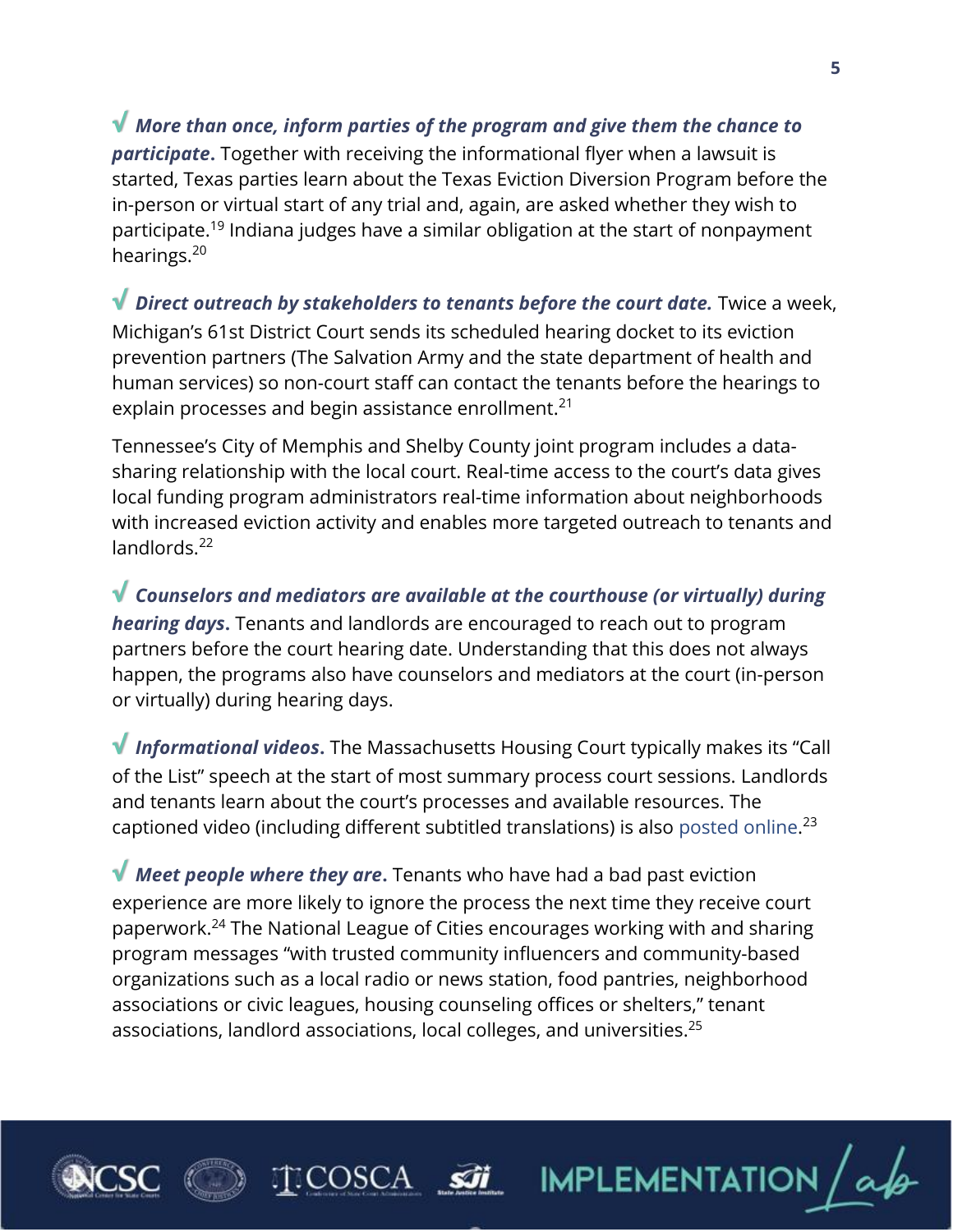√ ***More than once, inform parties of the program and give them the chance to participate.*** Together with receiving the informational flyer when a lawsuit is started, Texas parties learn about the Texas Eviction Diversion Program before the in-person or virtual start of any trial and, again, are asked whether they wish to participate.[19] Indiana judges have a similar obligation at the start of nonpayment hearings.[20]

√ ***Direct outreach by stakeholders to tenants before the court date.*** Twice a week, Michigan's 61st District Court sends its scheduled hearing docket to its eviction prevention partners (The Salvation Army and the state department of health and human services) so non-court staff can contact the tenants before the hearings to explain processes and begin assistance enrollment.[21]

Tennessee's City of Memphis and Shelby County joint program includes a data-sharing relationship with the local court. Real-time access to the court's data gives local funding program administrators real-time information about neighborhoods with increased eviction activity and enables more targeted outreach to tenants and landlords.[22]

√ ***Counselors and mediators are available at the courthouse (or virtually) during hearing days.*** Tenants and landlords are encouraged to reach out to program partners before the court hearing date. Understanding that this does not always happen, the programs also have counselors and mediators at the court (in-person or virtually) during hearing days.

√ ***Informational videos.*** The Massachusetts Housing Court typically makes its "Call of the List" speech at the start of most summary process court sessions. Landlords and tenants learn about the court's processes and available resources. The captioned video (including different subtitled translations) is also posted online.[23]

√ ***Meet people where they are.*** Tenants who have had a bad past eviction experience are more likely to ignore the process the next time they receive court paperwork.[24] The National League of Cities encourages working with and sharing program messages "with trusted community influencers and community-based organizations such as a local radio or news station, food pantries, neighborhood associations or civic leagues, housing counseling offices or shelters," tenant associations, landlord associations, local colleges, and universities.[25]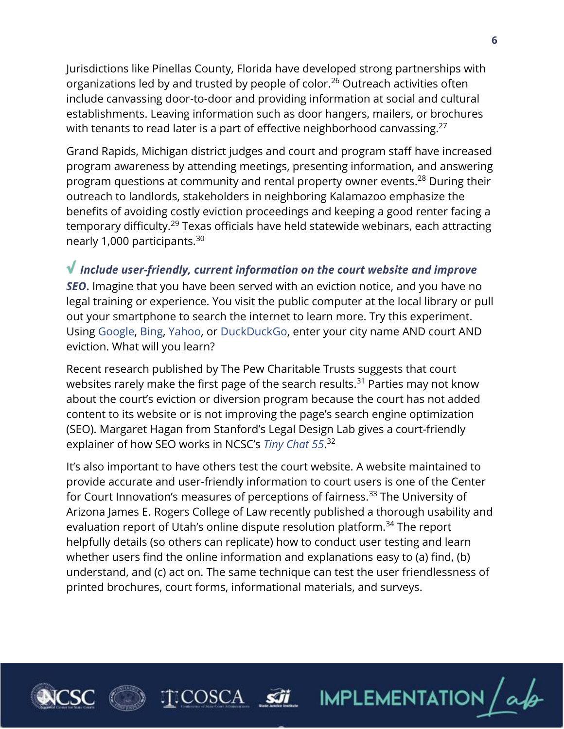Jurisdictions like Pinellas County, Florida have developed strong partnerships with organizations led by and trusted by people of color.[26] Outreach activities often include canvassing door-to-door and providing information at social and cultural establishments. Leaving information such as door hangers, mailers, or brochures with tenants to read later is a part of effective neighborhood canvassing.[27]

Grand Rapids, Michigan district judges and court and program staff have increased program awareness by attending meetings, presenting information, and answering program questions at community and rental property owner events.[28] During their outreach to landlords, stakeholders in neighboring Kalamazoo emphasize the benefits of avoiding costly eviction proceedings and keeping a good renter facing a temporary difficulty.[29] Texas officials have held statewide webinars, each attracting nearly 1,000 participants.[30]

√ ***Include user-friendly, current information on the court website and improve SEO.*** Imagine that you have been served with an eviction notice, and you have no legal training or experience. You visit the public computer at the local library or pull out your smartphone to search the internet to learn more. Try this experiment. Using Google, Bing, Yahoo, or DuckDuckGo, enter your city name AND court AND eviction. What will you learn?

Recent research published by The Pew Charitable Trusts suggests that court websites rarely make the first page of the search results.[31] Parties may not know about the court's eviction or diversion program because the court has not added content to its website or is not improving the page's search engine optimization (SEO). Margaret Hagan from Stanford's Legal Design Lab gives a court-friendly explainer of how SEO works in NCSC's *Tiny Chat 55*.[32]

It's also important to have others test the court website. A website maintained to provide accurate and user-friendly information to court users is one of the Center for Court Innovation's measures of perceptions of fairness.[33] The University of Arizona James E. Rogers College of Law recently published a thorough usability and evaluation report of Utah's online dispute resolution platform.[34] The report helpfully details (so others can replicate) how to conduct user testing and learn whether users find the online information and explanations easy to (a) find, (b) understand, and (c) act on. The same technique can test the user friendlessness of printed brochures, court forms, informational materials, and surveys.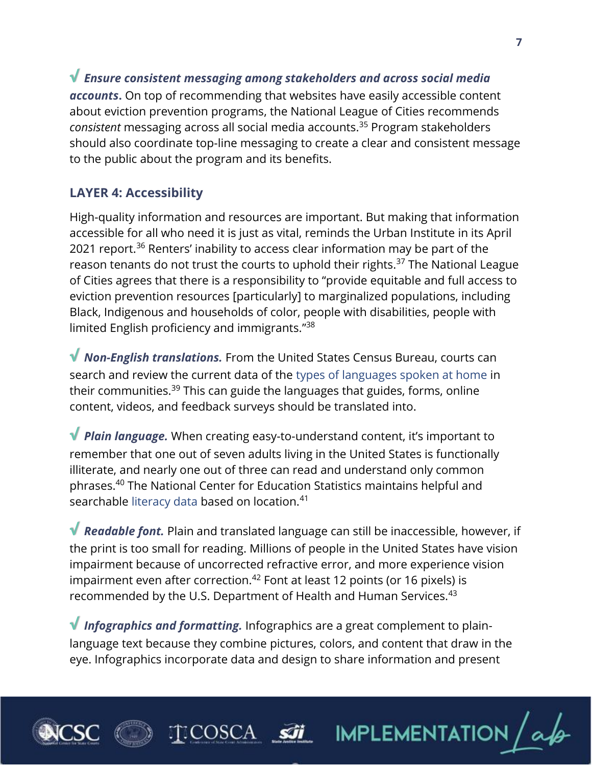√ ***Ensure consistent messaging among stakeholders and across social media accounts.*** On top of recommending that websites have easily accessible content about eviction prevention programs, the National League of Cities recommends *consistent* messaging across all social media accounts.[35] Program stakeholders should also coordinate top-line messaging to create a clear and consistent message to the public about the program and its benefits.

## LAYER 4: Accessibility

High-quality information and resources are important. But making that information accessible for all who need it is just as vital, reminds the Urban Institute in its April 2021 report.[36] Renters' inability to access clear information may be part of the reason tenants do not trust the courts to uphold their rights.[37] The National League of Cities agrees that there is a responsibility to "provide equitable and full access to eviction prevention resources [particularly] to marginalized populations, including Black, Indigenous and households of color, people with disabilities, people with limited English proficiency and immigrants."[38]

√ ***Non-English translations.*** From the United States Census Bureau, courts can search and review the current data of the types of languages spoken at home in their communities.[39] This can guide the languages that guides, forms, online content, videos, and feedback surveys should be translated into.

√ ***Plain language.*** When creating easy-to-understand content, it's important to remember that one out of seven adults living in the United States is functionally illiterate, and nearly one out of three can read and understand only common phrases.[40] The National Center for Education Statistics maintains helpful and searchable literacy data based on location.[41]

√ ***Readable font.*** Plain and translated language can still be inaccessible, however, if the print is too small for reading. Millions of people in the United States have vision impairment because of uncorrected refractive error, and more experience vision impairment even after correction.[42] Font at least 12 points (or 16 pixels) is recommended by the U.S. Department of Health and Human Services.[43]

√ ***Infographics and formatting.*** Infographics are a great complement to plain-language text because they combine pictures, colors, and content that draw in the eye. Infographics incorporate data and design to share information and present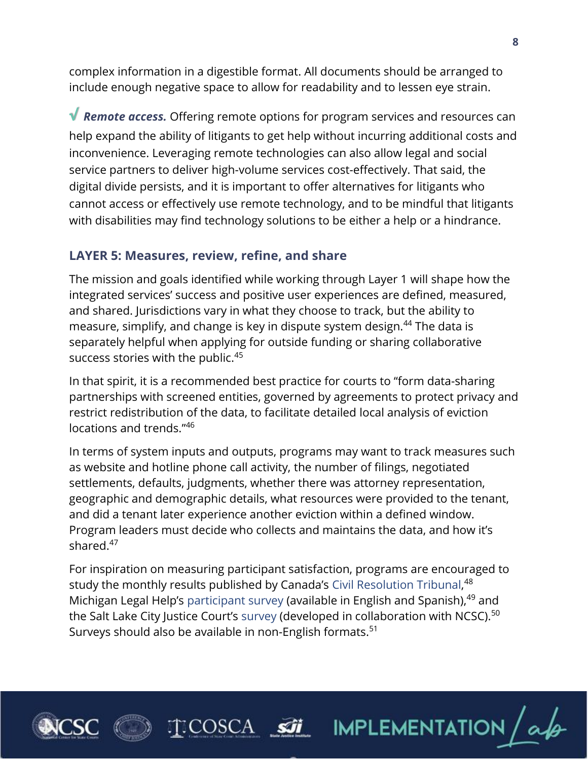complex information in a digestible format. All documents should be arranged to include enough negative space to allow for readability and to lessen eye strain.

√ ***Remote access.*** Offering remote options for program services and resources can help expand the ability of litigants to get help without incurring additional costs and inconvenience. Leveraging remote technologies can also allow legal and social service partners to deliver high-volume services cost-effectively. That said, the digital divide persists, and it is important to offer alternatives for litigants who cannot access or effectively use remote technology, and to be mindful that litigants with disabilities may find technology solutions to be either a help or a hindrance.

### LAYER 5: Measures, review, refine, and share

The mission and goals identified while working through Layer 1 will shape how the integrated services' success and positive user experiences are defined, measured, and shared. Jurisdictions vary in what they choose to track, but the ability to measure, simplify, and change is key in dispute system design.[44] The data is separately helpful when applying for outside funding or sharing collaborative success stories with the public.[45]

In that spirit, it is a recommended best practice for courts to "form data-sharing partnerships with screened entities, governed by agreements to protect privacy and restrict redistribution of the data, to facilitate detailed local analysis of eviction locations and trends."[46]

In terms of system inputs and outputs, programs may want to track measures such as website and hotline phone call activity, the number of filings, negotiated settlements, defaults, judgments, whether there was attorney representation, geographic and demographic details, what resources were provided to the tenant, and did a tenant later experience another eviction within a defined window. Program leaders must decide who collects and maintains the data, and how it's shared.[47]

For inspiration on measuring participant satisfaction, programs are encouraged to study the monthly results published by Canada's Civil Resolution Tribunal,[48] Michigan Legal Help's participant survey (available in English and Spanish),[49] and the Salt Lake City Justice Court's survey (developed in collaboration with NCSC).[50] Surveys should also be available in non-English formats.[51]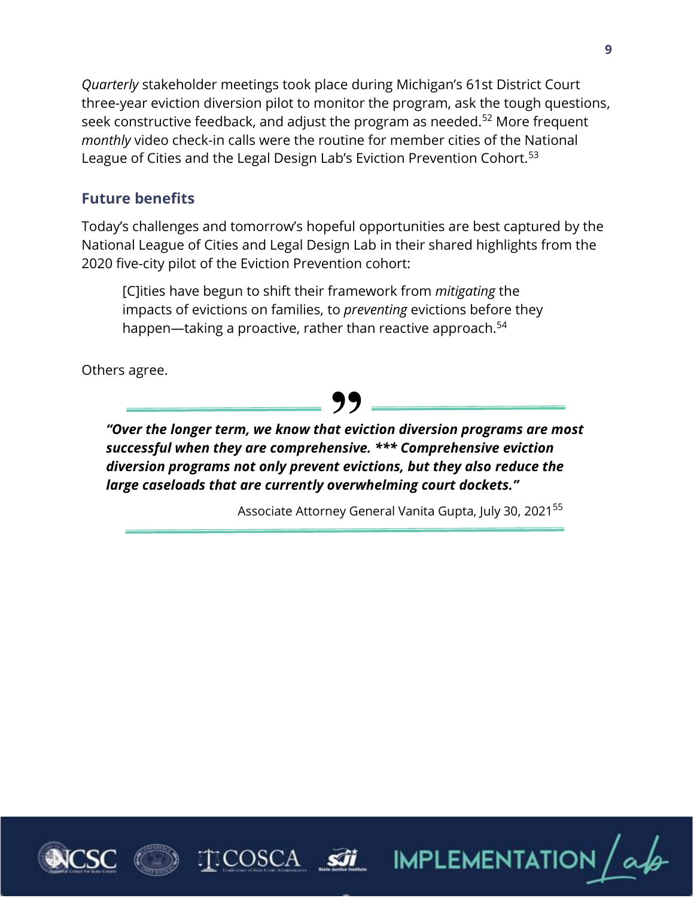*Quarterly* stakeholder meetings took place during Michigan's 61st District Court three-year eviction diversion pilot to monitor the program, ask the tough questions, seek constructive feedback, and adjust the program as needed.[52] More frequent *monthly* video check-in calls were the routine for member cities of the National League of Cities and the Legal Design Lab's Eviction Prevention Cohort.[53]

### Future benefits

Today's challenges and tomorrow's hopeful opportunities are best captured by the National League of Cities and Legal Design Lab in their shared highlights from the 2020 five-city pilot of the Eviction Prevention cohort:

> [C]ities have begun to shift their framework from *mitigating* the impacts of evictions on families, to *preventing* evictions before they happen—taking a proactive, rather than reactive approach.[54]

Others agree.

> ***"Over the longer term, we know that eviction diversion programs are most successful when they are comprehensive. \*\*\* Comprehensive eviction diversion programs not only prevent evictions, but they also reduce the large caseloads that are currently overwhelming court dockets."***
>
> Associate Attorney General Vanita Gupta, July 30, 2021[55]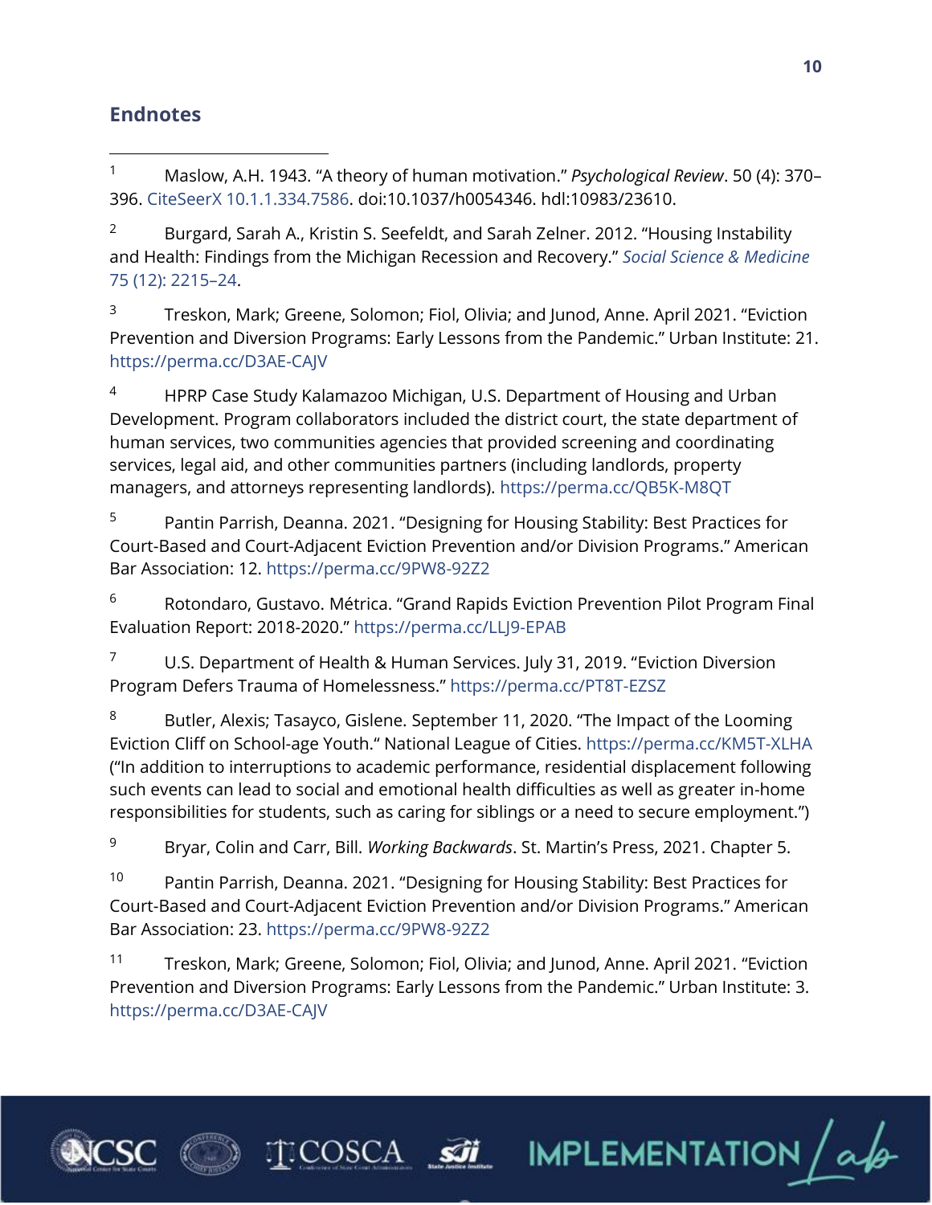## Endnotes

1 Maslow, A.H. 1943. "A theory of human motivation." *Psychological Review*. 50 (4): 370–396. CiteSeerX 10.1.1.334.7586. doi:10.1037/h0054346. hdl:10983/23610.

2 Burgard, Sarah A., Kristin S. Seefeldt, and Sarah Zelner. 2012. "Housing Instability and Health: Findings from the Michigan Recession and Recovery." *Social Science & Medicine* 75 (12): 2215–24.

3 Treskon, Mark; Greene, Solomon; Fiol, Olivia; and Junod, Anne. April 2021. "Eviction Prevention and Diversion Programs: Early Lessons from the Pandemic." Urban Institute: 21. https://perma.cc/D3AE-CAJV

4 HPRP Case Study Kalamazoo Michigan, U.S. Department of Housing and Urban Development. Program collaborators included the district court, the state department of human services, two communities agencies that provided screening and coordinating services, legal aid, and other communities partners (including landlords, property managers, and attorneys representing landlords). https://perma.cc/QB5K-M8QT

5 Pantin Parrish, Deanna. 2021. "Designing for Housing Stability: Best Practices for Court-Based and Court-Adjacent Eviction Prevention and/or Division Programs." American Bar Association: 12. https://perma.cc/9PW8-92Z2

6 Rotondaro, Gustavo. Métrica. "Grand Rapids Eviction Prevention Pilot Program Final Evaluation Report: 2018-2020." https://perma.cc/LLJ9-EPAB

7 U.S. Department of Health & Human Services. July 31, 2019. "Eviction Diversion Program Defers Trauma of Homelessness." https://perma.cc/PT8T-EZSZ

8 Butler, Alexis; Tasayco, Gislene. September 11, 2020. "The Impact of the Looming Eviction Cliff on School-age Youth." National League of Cities. https://perma.cc/KM5T-XLHA ("In addition to interruptions to academic performance, residential displacement following such events can lead to social and emotional health difficulties as well as greater in-home responsibilities for students, such as caring for siblings or a need to secure employment.")

9 Bryar, Colin and Carr, Bill. *Working Backwards*. St. Martin's Press, 2021. Chapter 5.

10 Pantin Parrish, Deanna. 2021. "Designing for Housing Stability: Best Practices for Court-Based and Court-Adjacent Eviction Prevention and/or Division Programs." American Bar Association: 23. https://perma.cc/9PW8-92Z2

11 Treskon, Mark; Greene, Solomon; Fiol, Olivia; and Junod, Anne. April 2021. "Eviction Prevention and Diversion Programs: Early Lessons from the Pandemic." Urban Institute: 3. https://perma.cc/D3AE-CAJV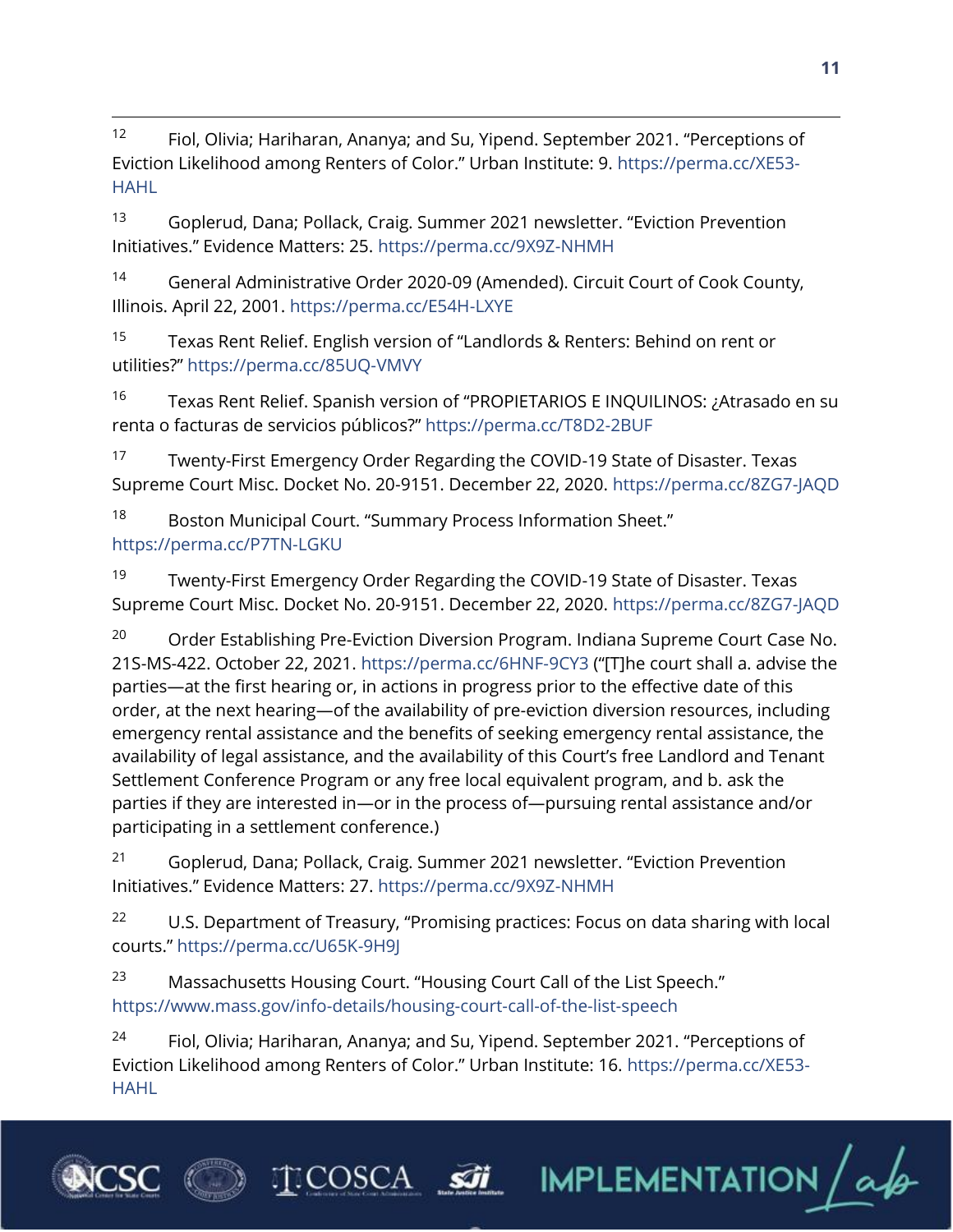[12] Fiol, Olivia; Hariharan, Ananya; and Su, Yipend. September 2021. "Perceptions of Eviction Likelihood among Renters of Color." Urban Institute: 9. https://perma.cc/XE53-HAHL

[13] Goplerud, Dana; Pollack, Craig. Summer 2021 newsletter. "Eviction Prevention Initiatives." Evidence Matters: 25. https://perma.cc/9X9Z-NHMH

[14] General Administrative Order 2020-09 (Amended). Circuit Court of Cook County, Illinois. April 22, 2001. https://perma.cc/E54H-LXYE

[15] Texas Rent Relief. English version of "Landlords & Renters: Behind on rent or utilities?" https://perma.cc/85UQ-VMVY

[16] Texas Rent Relief. Spanish version of "PROPIETARIOS E INQUILINOS: ¿Atrasado en su renta o facturas de servicios públicos?" https://perma.cc/T8D2-2BUF

[17] Twenty-First Emergency Order Regarding the COVID-19 State of Disaster. Texas Supreme Court Misc. Docket No. 20-9151. December 22, 2020. https://perma.cc/8ZG7-JAQD

[18] Boston Municipal Court. "Summary Process Information Sheet." https://perma.cc/P7TN-LGKU

[19] Twenty-First Emergency Order Regarding the COVID-19 State of Disaster. Texas Supreme Court Misc. Docket No. 20-9151. December 22, 2020. https://perma.cc/8ZG7-JAQD

[20] Order Establishing Pre-Eviction Diversion Program. Indiana Supreme Court Case No. 21S-MS-422. October 22, 2021. https://perma.cc/6HNF-9CY3 ("[T]he court shall a. advise the parties—at the first hearing or, in actions in progress prior to the effective date of this order, at the next hearing—of the availability of pre-eviction diversion resources, including emergency rental assistance and the benefits of seeking emergency rental assistance, the availability of legal assistance, and the availability of this Court's free Landlord and Tenant Settlement Conference Program or any free local equivalent program, and b. ask the parties if they are interested in—or in the process of—pursuing rental assistance and/or participating in a settlement conference.)

[21] Goplerud, Dana; Pollack, Craig. Summer 2021 newsletter. "Eviction Prevention Initiatives." Evidence Matters: 27. https://perma.cc/9X9Z-NHMH

[22] U.S. Department of Treasury, "Promising practices: Focus on data sharing with local courts." https://perma.cc/U65K-9H9J

[23] Massachusetts Housing Court. "Housing Court Call of the List Speech." https://www.mass.gov/info-details/housing-court-call-of-the-list-speech

[24] Fiol, Olivia; Hariharan, Ananya; and Su, Yipend. September 2021. "Perceptions of Eviction Likelihood among Renters of Color." Urban Institute: 16. https://perma.cc/XE53-HAHL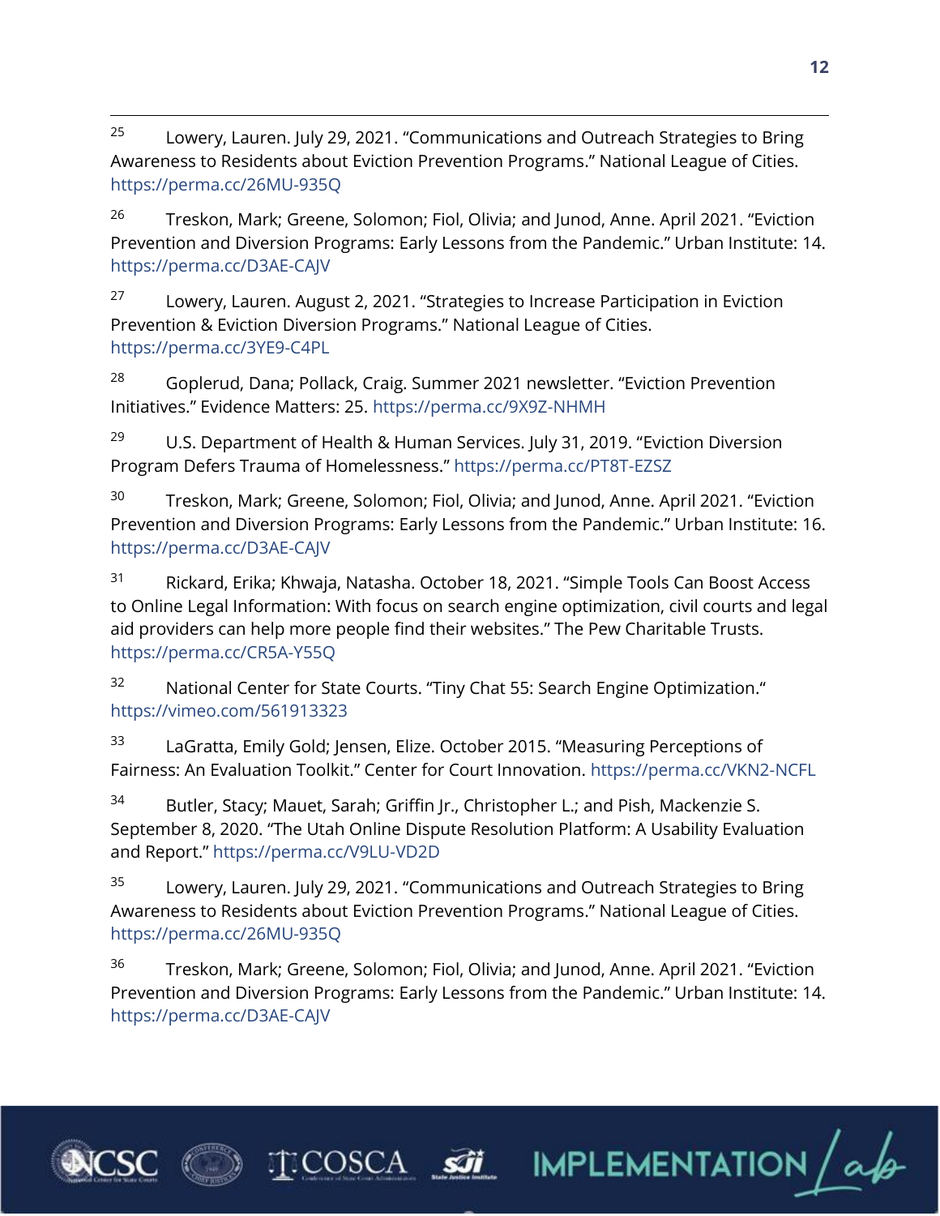[25] Lowery, Lauren. July 29, 2021. "Communications and Outreach Strategies to Bring Awareness to Residents about Eviction Prevention Programs." National League of Cities. https://perma.cc/26MU-935Q

[26] Treskon, Mark; Greene, Solomon; Fiol, Olivia; and Junod, Anne. April 2021. "Eviction Prevention and Diversion Programs: Early Lessons from the Pandemic." Urban Institute: 14. https://perma.cc/D3AE-CAJV

[27] Lowery, Lauren. August 2, 2021. "Strategies to Increase Participation in Eviction Prevention & Eviction Diversion Programs." National League of Cities. https://perma.cc/3YE9-C4PL

[28] Goplerud, Dana; Pollack, Craig. Summer 2021 newsletter. "Eviction Prevention Initiatives." Evidence Matters: 25. https://perma.cc/9X9Z-NHMH

[29] U.S. Department of Health & Human Services. July 31, 2019. "Eviction Diversion Program Defers Trauma of Homelessness." https://perma.cc/PT8T-EZSZ

[30] Treskon, Mark; Greene, Solomon; Fiol, Olivia; and Junod, Anne. April 2021. "Eviction Prevention and Diversion Programs: Early Lessons from the Pandemic." Urban Institute: 16. https://perma.cc/D3AE-CAJV

[31] Rickard, Erika; Khwaja, Natasha. October 18, 2021. "Simple Tools Can Boost Access to Online Legal Information: With focus on search engine optimization, civil courts and legal aid providers can help more people find their websites." The Pew Charitable Trusts. https://perma.cc/CR5A-Y55Q

[32] National Center for State Courts. "Tiny Chat 55: Search Engine Optimization." https://vimeo.com/561913323

[33] LaGratta, Emily Gold; Jensen, Elize. October 2015. "Measuring Perceptions of Fairness: An Evaluation Toolkit." Center for Court Innovation. https://perma.cc/VKN2-NCFL

[34] Butler, Stacy; Mauet, Sarah; Griffin Jr., Christopher L.; and Pish, Mackenzie S. September 8, 2020. "The Utah Online Dispute Resolution Platform: A Usability Evaluation and Report." https://perma.cc/V9LU-VD2D

[35] Lowery, Lauren. July 29, 2021. "Communications and Outreach Strategies to Bring Awareness to Residents about Eviction Prevention Programs." National League of Cities. https://perma.cc/26MU-935Q

[36] Treskon, Mark; Greene, Solomon; Fiol, Olivia; and Junod, Anne. April 2021. "Eviction Prevention and Diversion Programs: Early Lessons from the Pandemic." Urban Institute: 14. https://perma.cc/D3AE-CAJV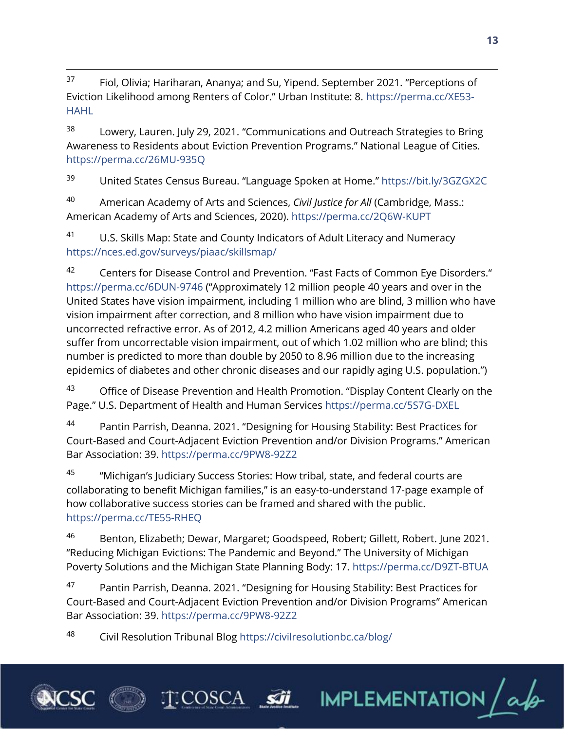[37] Fiol, Olivia; Hariharan, Ananya; and Su, Yipend. September 2021. "Perceptions of Eviction Likelihood among Renters of Color." Urban Institute: 8. https://perma.cc/XE53-HAHL

[38] Lowery, Lauren. July 29, 2021. "Communications and Outreach Strategies to Bring Awareness to Residents about Eviction Prevention Programs." National League of Cities. https://perma.cc/26MU-935Q

[39] United States Census Bureau. "Language Spoken at Home." https://bit.ly/3GZGX2C

[40] American Academy of Arts and Sciences, *Civil Justice for All* (Cambridge, Mass.: American Academy of Arts and Sciences, 2020). https://perma.cc/2Q6W-KUPT

[41] U.S. Skills Map: State and County Indicators of Adult Literacy and Numeracy https://nces.ed.gov/surveys/piaac/skillsmap/

[42] Centers for Disease Control and Prevention. "Fast Facts of Common Eye Disorders." https://perma.cc/6DUN-9746 ("Approximately 12 million people 40 years and over in the United States have vision impairment, including 1 million who are blind, 3 million who have vision impairment after correction, and 8 million who have vision impairment due to uncorrected refractive error. As of 2012, 4.2 million Americans aged 40 years and older suffer from uncorrectable vision impairment, out of which 1.02 million who are blind; this number is predicted to more than double by 2050 to 8.96 million due to the increasing epidemics of diabetes and other chronic diseases and our rapidly aging U.S. population.")

[43] Office of Disease Prevention and Health Promotion. "Display Content Clearly on the Page." U.S. Department of Health and Human Services https://perma.cc/5S7G-DXEL

[44] Pantin Parrish, Deanna. 2021. "Designing for Housing Stability: Best Practices for Court-Based and Court-Adjacent Eviction Prevention and/or Division Programs." American Bar Association: 39. https://perma.cc/9PW8-92Z2

[45] "Michigan's Judiciary Success Stories: How tribal, state, and federal courts are collaborating to benefit Michigan families," is an easy-to-understand 17-page example of how collaborative success stories can be framed and shared with the public. https://perma.cc/TE55-RHEQ

[46] Benton, Elizabeth; Dewar, Margaret; Goodspeed, Robert; Gillett, Robert. June 2021. "Reducing Michigan Evictions: The Pandemic and Beyond." The University of Michigan Poverty Solutions and the Michigan State Planning Body: 17. https://perma.cc/D9ZT-BTUA

[47] Pantin Parrish, Deanna. 2021. "Designing for Housing Stability: Best Practices for Court-Based and Court-Adjacent Eviction Prevention and/or Division Programs" American Bar Association: 39. https://perma.cc/9PW8-92Z2

[48] Civil Resolution Tribunal Blog https://civilresolutionbc.ca/blog/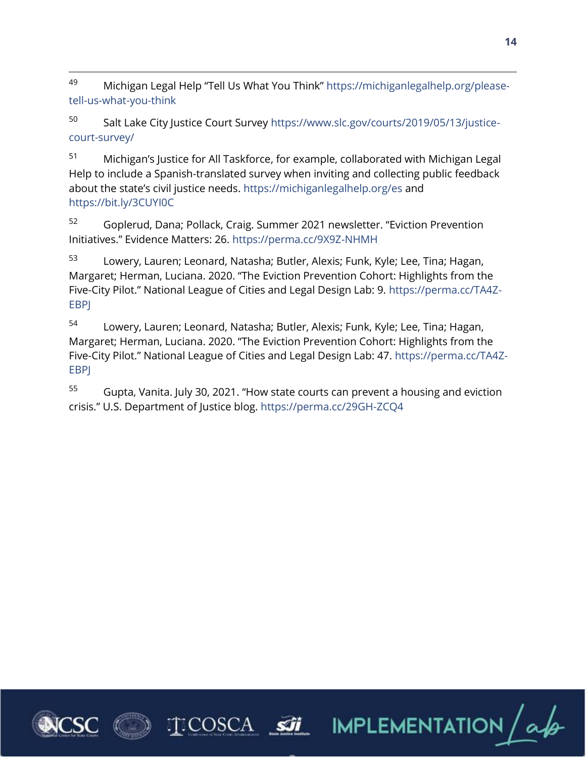[49] Michigan Legal Help "Tell Us What You Think" https://michiganlegalhelp.org/please-tell-us-what-you-think

[50] Salt Lake City Justice Court Survey https://www.slc.gov/courts/2019/05/13/justice-court-survey/

[51] Michigan's Justice for All Taskforce, for example, collaborated with Michigan Legal Help to include a Spanish-translated survey when inviting and collecting public feedback about the state's civil justice needs. https://michiganlegalhelp.org/es and https://bit.ly/3CUYl0C

[52] Goplerud, Dana; Pollack, Craig. Summer 2021 newsletter. "Eviction Prevention Initiatives." Evidence Matters: 26. https://perma.cc/9X9Z-NHMH

[53] Lowery, Lauren; Leonard, Natasha; Butler, Alexis; Funk, Kyle; Lee, Tina; Hagan, Margaret; Herman, Luciana. 2020. "The Eviction Prevention Cohort: Highlights from the Five-City Pilot." National League of Cities and Legal Design Lab: 9. https://perma.cc/TA4Z-EBPJ

[54] Lowery, Lauren; Leonard, Natasha; Butler, Alexis; Funk, Kyle; Lee, Tina; Hagan, Margaret; Herman, Luciana. 2020. "The Eviction Prevention Cohort: Highlights from the Five-City Pilot." National League of Cities and Legal Design Lab: 47. https://perma.cc/TA4Z-EBPJ

[55] Gupta, Vanita. July 30, 2021. "How state courts can prevent a housing and eviction crisis." U.S. Department of Justice blog. https://perma.cc/29GH-ZCQ4